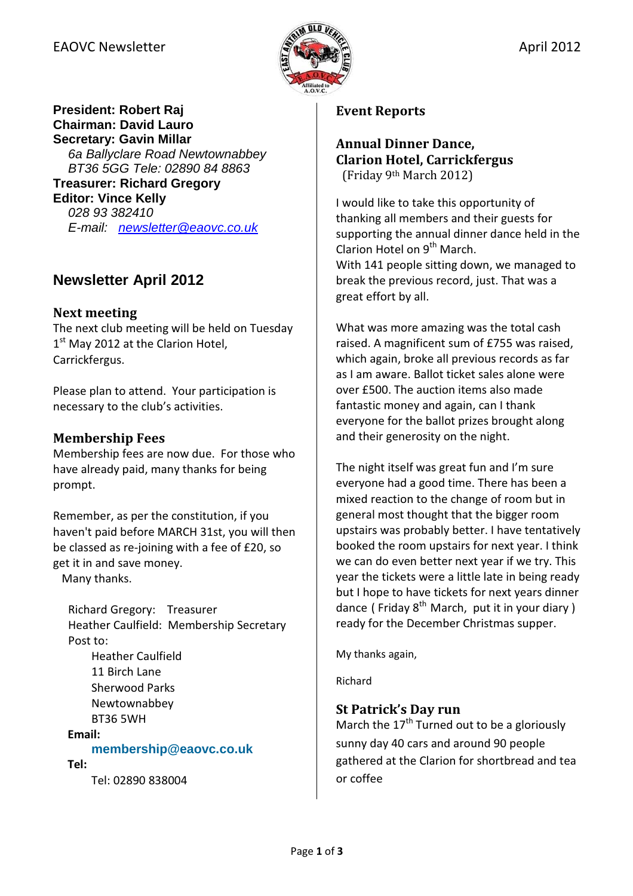EAOVC Newsletter

April 2012

**President: Robert Raj**
**Chairman: David Lauro**
**Secretary: Gavin Millar**
*6a Ballyclare Road Newtownabbey*
*BT36 5GG Tele: 02890 84 8863*
**Treasurer: Richard Gregory**
**Editor: Vince Kelly**
*028 93 382410*
*E-mail: newsletter@eaovc.co.uk*

## Newsletter April 2012

### Next meeting

The next club meeting will be held on Tuesday 1st May 2012 at the Clarion Hotel, Carrickfergus.

Please plan to attend. Your participation is necessary to the club's activities.

### Membership Fees

Membership fees are now due. For those who have already paid, many thanks for being prompt.

Remember, as per the constitution, if you haven't paid before MARCH 31st, you will then be classed as re-joining with a fee of £20, so get it in and save money.
Many thanks.

Richard Gregory: Treasurer
Heather Caulfield: Membership Secretary
Post to:
Heather Caulfield
11 Birch Lane
Sherwood Parks
Newtownabbey
BT36 5WH
**Email:**
**membership@eaovc.co.uk**
**Tel:**
Tel: 02890 838004

## Event Reports

### Annual Dinner Dance, Clarion Hotel, Carrickfergus
(Friday 9th March 2012)

I would like to take this opportunity of thanking all members and their guests for supporting the annual dinner dance held in the Clarion Hotel on 9th March.
With 141 people sitting down, we managed to break the previous record, just. That was a great effort by all.

What was more amazing was the total cash raised. A magnificent sum of £755 was raised, which again, broke all previous records as far as I am aware. Ballot ticket sales alone were over £500. The auction items also made fantastic money and again, can I thank everyone for the ballot prizes brought along and their generosity on the night.

The night itself was great fun and I'm sure everyone had a good time. There has been a mixed reaction to the change of room but in general most thought that the bigger room upstairs was probably better. I have tentatively booked the room upstairs for next year. I think we can do even better next year if we try. This year the tickets were a little late in being ready but I hope to have tickets for next years dinner dance ( Friday 8th March, put it in your diary ) ready for the December Christmas supper.

My thanks again,

Richard

### St Patrick's Day run

March the 17th Turned out to be a gloriously sunny day 40 cars and around 90 people gathered at the Clarion for shortbread and tea or coffee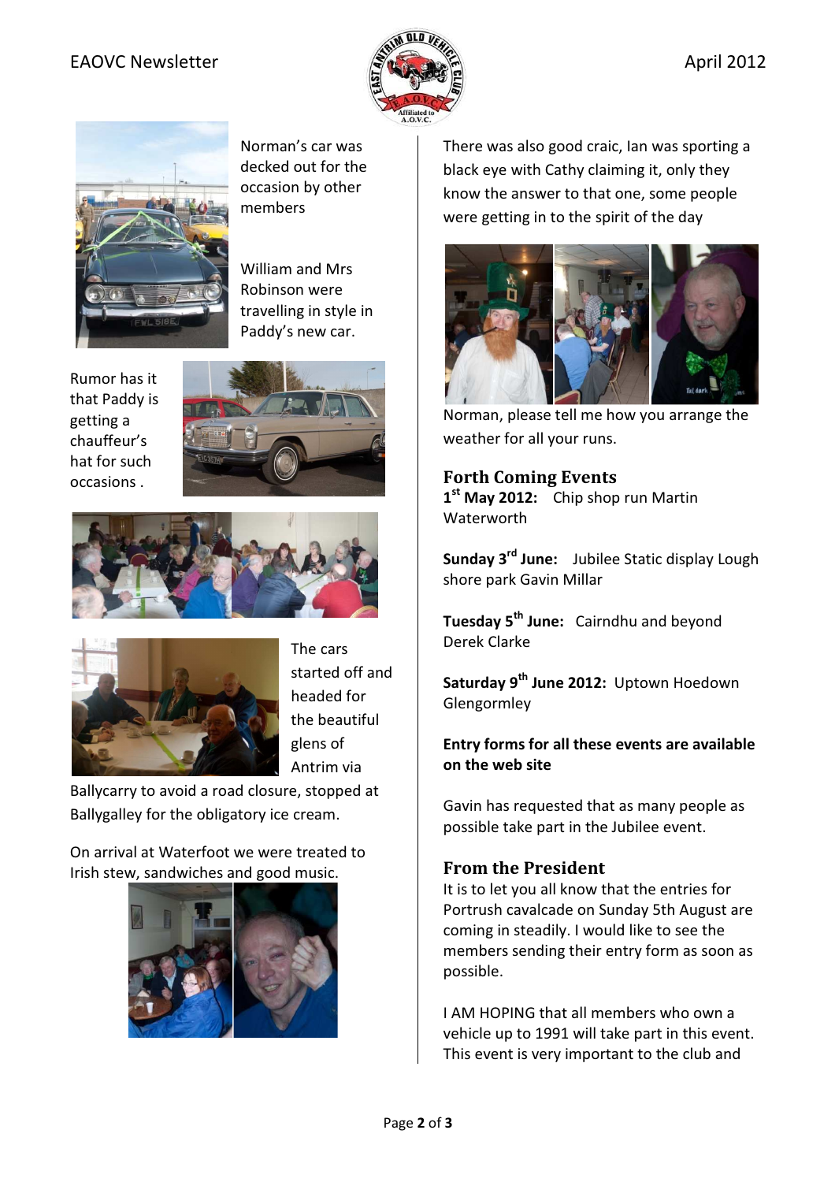Norman's car was decked out for the occasion by other members

William and Mrs Robinson were travelling in style in Paddy's new car.

Rumor has it that Paddy is getting a chauffeur's hat for such occasions .

The cars started off and headed for the beautiful glens of Antrim via Ballycarry to avoid a road closure, stopped at Ballygalley for the obligatory ice cream.

On arrival at Waterfoot we were treated to Irish stew, sandwiches and good music.

There was also good craic, Ian was sporting a black eye with Cathy claiming it, only they know the answer to that one, some people were getting in to the spirit of the day

Norman, please tell me how you arrange the weather for all your runs.

## Forth Coming Events

**1st May 2012:** Chip shop run Martin Waterworth

**Sunday 3rd June:** Jubilee Static display Lough shore park Gavin Millar

**Tuesday 5th June:** Cairndhu and beyond Derek Clarke

**Saturday 9th June 2012:** Uptown Hoedown Glengormley

**Entry forms for all these events are available on the web site**

Gavin has requested that as many people as possible take part in the Jubilee event.

## From the President

It is to let you all know that the entries for Portrush cavalcade on Sunday 5th August are coming in steadily. I would like to see the members sending their entry form as soon as possible.

I AM HOPING that all members who own a vehicle up to 1991 will take part in this event. This event is very important to the club and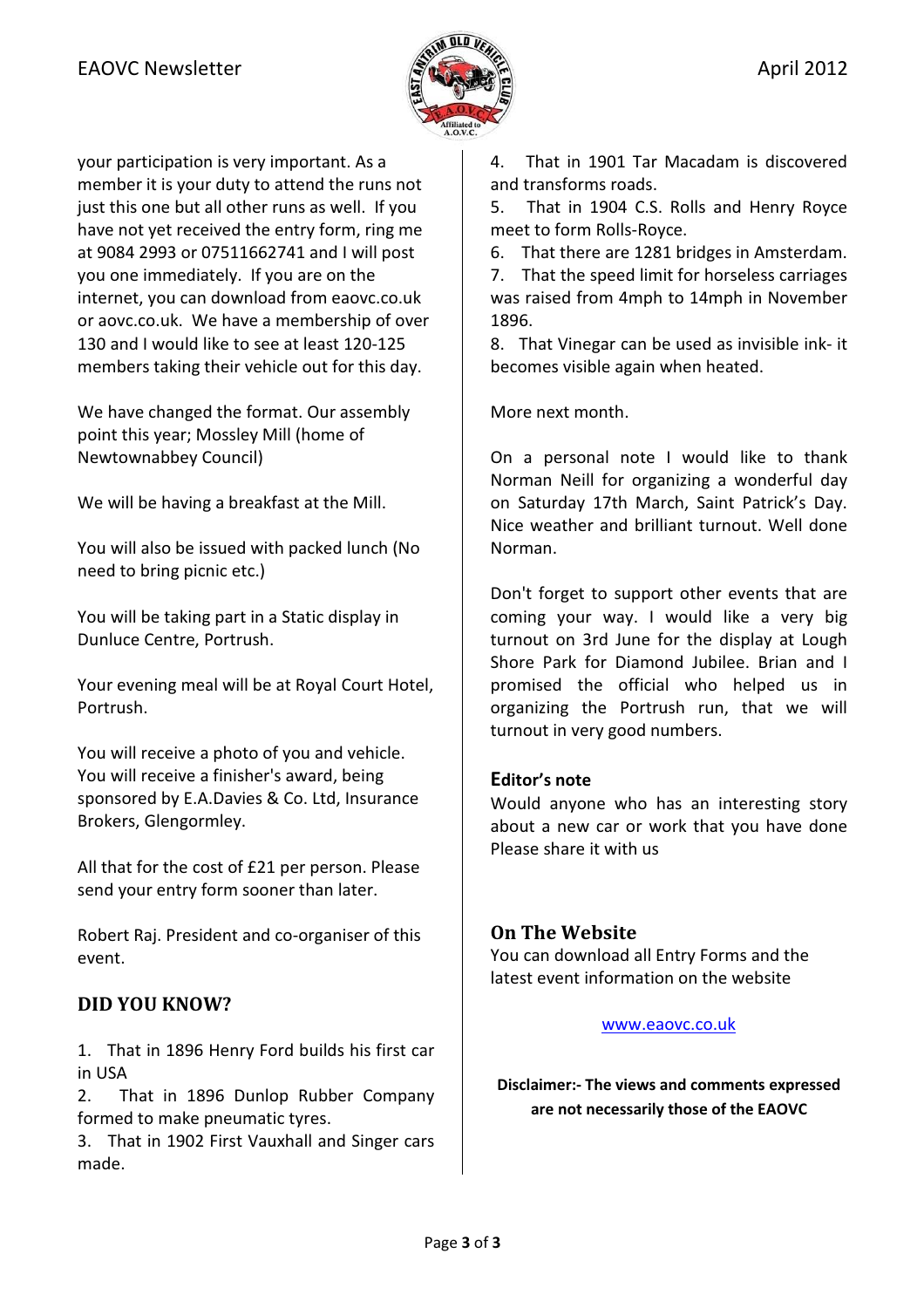your participation is very important. As a member it is your duty to attend the runs not just this one but all other runs as well. If you have not yet received the entry form, ring me at 9084 2993 or 07511662741 and I will post you one immediately. If you are on the internet, you can download from eaovc.co.uk or aovc.co.uk. We have a membership of over 130 and I would like to see at least 120-125 members taking their vehicle out for this day.

We have changed the format. Our assembly point this year; Mossley Mill (home of Newtownabbey Council)

We will be having a breakfast at the Mill.

You will also be issued with packed lunch (No need to bring picnic etc.)

You will be taking part in a Static display in Dunluce Centre, Portrush.

Your evening meal will be at Royal Court Hotel, Portrush.

You will receive a photo of you and vehicle. You will receive a finisher's award, being sponsored by E.A.Davies & Co. Ltd, Insurance Brokers, Glengormley.

All that for the cost of £21 per person. Please send your entry form sooner than later.

Robert Raj. President and co-organiser of this event.

## DID YOU KNOW?

1. That in 1896 Henry Ford builds his first car in USA
2. That in 1896 Dunlop Rubber Company formed to make pneumatic tyres.
3. That in 1902 First Vauxhall and Singer cars made.
4. That in 1901 Tar Macadam is discovered and transforms roads.
5. That in 1904 C.S. Rolls and Henry Royce meet to form Rolls-Royce.
6. That there are 1281 bridges in Amsterdam.
7. That the speed limit for horseless carriages was raised from 4mph to 14mph in November 1896.
8. That Vinegar can be used as invisible ink- it becomes visible again when heated.

More next month.

On a personal note I would like to thank Norman Neill for organizing a wonderful day on Saturday 17th March, Saint Patrick's Day. Nice weather and brilliant turnout. Well done Norman.

Don't forget to support other events that are coming your way. I would like a very big turnout on 3rd June for the display at Lough Shore Park for Diamond Jubilee. Brian and I promised the official who helped us in organizing the Portrush run, that we will turnout in very good numbers.

### Editor's note

Would anyone who has an interesting story about a new car or work that you have done Please share it with us

## On The Website

You can download all Entry Forms and the latest event information on the website

www.eaovc.co.uk

**Disclaimer:- The views and comments expressed are not necessarily those of the EAOVC**